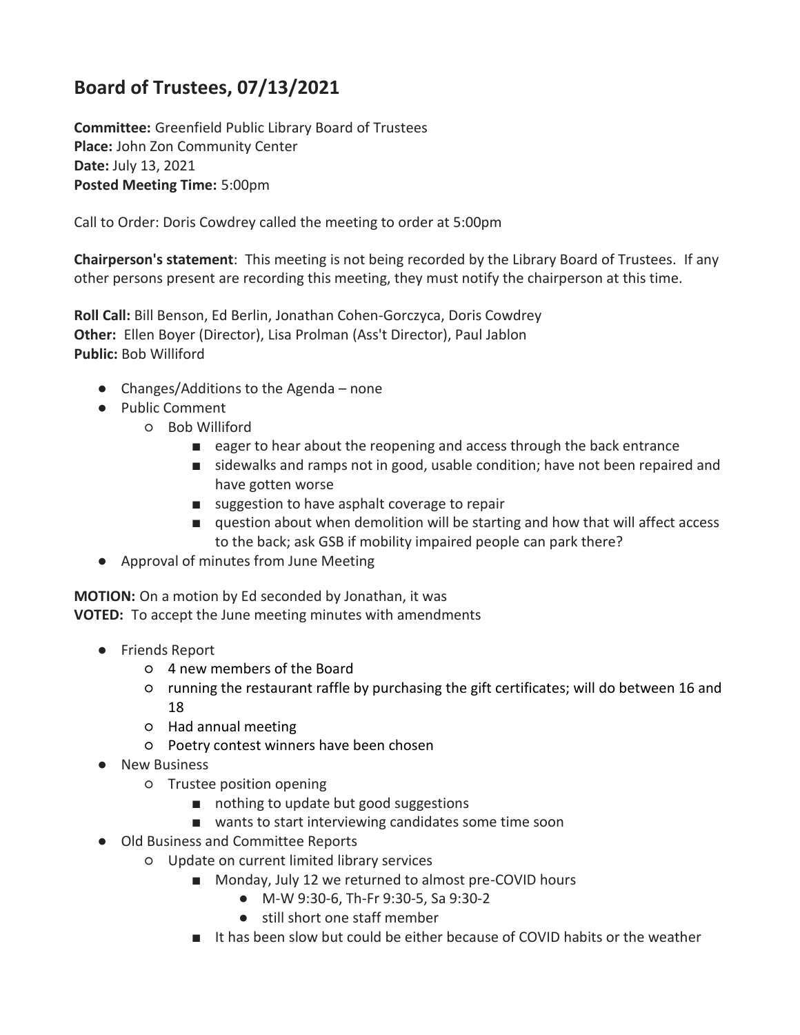# Board of Trustees, 07/13/2021

**Committee:** Greenfield Public Library Board of Trustees
**Place:** John Zon Community Center
**Date:** July 13, 2021
**Posted Meeting Time:** 5:00pm

Call to Order: Doris Cowdrey called the meeting to order at 5:00pm

**Chairperson's statement**: This meeting is not being recorded by the Library Board of Trustees. If any other persons present are recording this meeting, they must notify the chairperson at this time.

**Roll Call:** Bill Benson, Ed Berlin, Jonathan Cohen-Gorczyca, Doris Cowdrey
**Other:** Ellen Boyer (Director), Lisa Prolman (Ass't Director), Paul Jablon
**Public:** Bob Williford

- Changes/Additions to the Agenda – none
- Public Comment
  - Bob Williford
    - eager to hear about the reopening and access through the back entrance
    - sidewalks and ramps not in good, usable condition; have not been repaired and have gotten worse
    - suggestion to have asphalt coverage to repair
    - question about when demolition will be starting and how that will affect access to the back; ask GSB if mobility impaired people can park there?
- Approval of minutes from June Meeting

**MOTION:** On a motion by Ed seconded by Jonathan, it was
**VOTED:** To accept the June meeting minutes with amendments

- Friends Report
  - 4 new members of the Board
  - running the restaurant raffle by purchasing the gift certificates; will do between 16 and 18
  - Had annual meeting
  - Poetry contest winners have been chosen
- New Business
  - Trustee position opening
    - nothing to update but good suggestions
    - wants to start interviewing candidates some time soon
- Old Business and Committee Reports
  - Update on current limited library services
    - Monday, July 12 we returned to almost pre-COVID hours
      - M-W 9:30-6, Th-Fr 9:30-5, Sa 9:30-2
      - still short one staff member
    - It has been slow but could be either because of COVID habits or the weather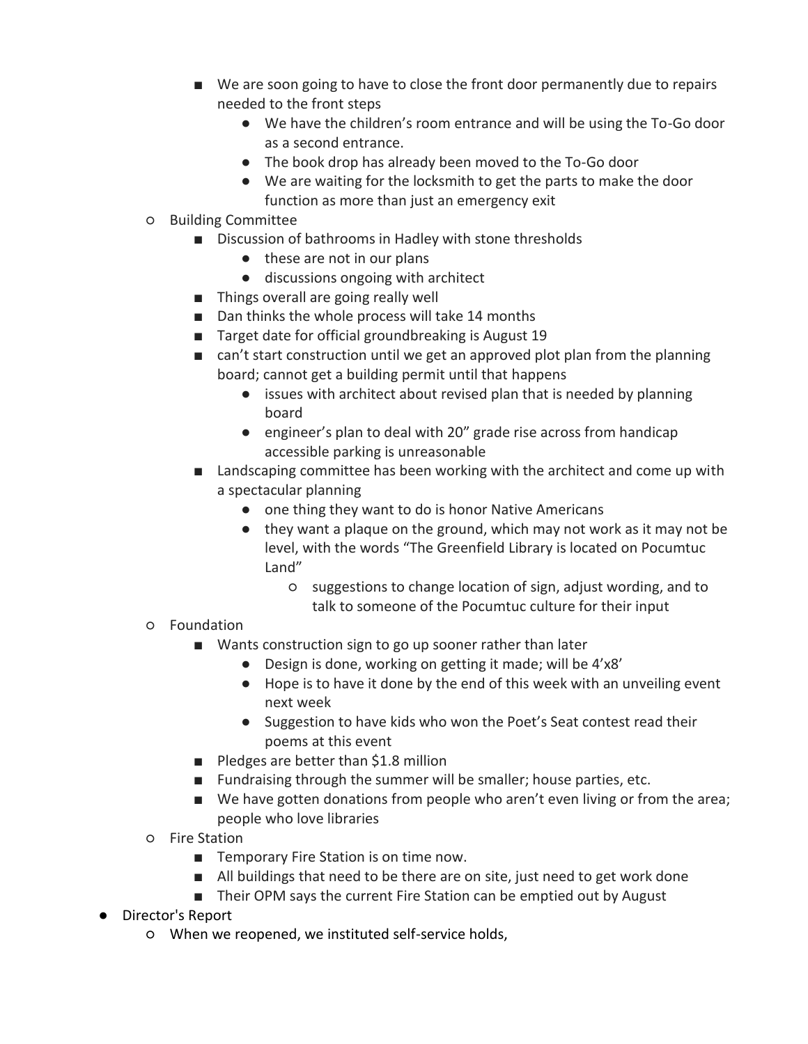- We are soon going to have to close the front door permanently due to repairs needed to the front steps
        - We have the children's room entrance and will be using the To-Go door as a second entrance.
        - The book drop has already been moved to the To-Go door
        - We are waiting for the locksmith to get the parts to make the door function as more than just an emergency exit
  - Building Committee
    - Discussion of bathrooms in Hadley with stone thresholds
      - these are not in our plans
      - discussions ongoing with architect
    - Things overall are going really well
    - Dan thinks the whole process will take 14 months
    - Target date for official groundbreaking is August 19
    - can't start construction until we get an approved plot plan from the planning board; cannot get a building permit until that happens
      - issues with architect about revised plan that is needed by planning board
      - engineer's plan to deal with 20" grade rise across from handicap accessible parking is unreasonable
    - Landscaping committee has been working with the architect and come up with a spectacular planning
      - one thing they want to do is honor Native Americans
      - they want a plaque on the ground, which may not work as it may not be level, with the words "The Greenfield Library is located on Pocumtuc Land"
        - suggestions to change location of sign, adjust wording, and to talk to someone of the Pocumtuc culture for their input
  - Foundation
    - Wants construction sign to go up sooner rather than later
      - Design is done, working on getting it made; will be 4'x8'
      - Hope is to have it done by the end of this week with an unveiling event next week
      - Suggestion to have kids who won the Poet's Seat contest read their poems at this event
    - Pledges are better than $1.8 million
    - Fundraising through the summer will be smaller; house parties, etc.
    - We have gotten donations from people who aren't even living or from the area; people who love libraries
  - Fire Station
    - Temporary Fire Station is on time now.
    - All buildings that need to be there are on site, just need to get work done
    - Their OPM says the current Fire Station can be emptied out by August
- Director's Report
  - When we reopened, we instituted self-service holds,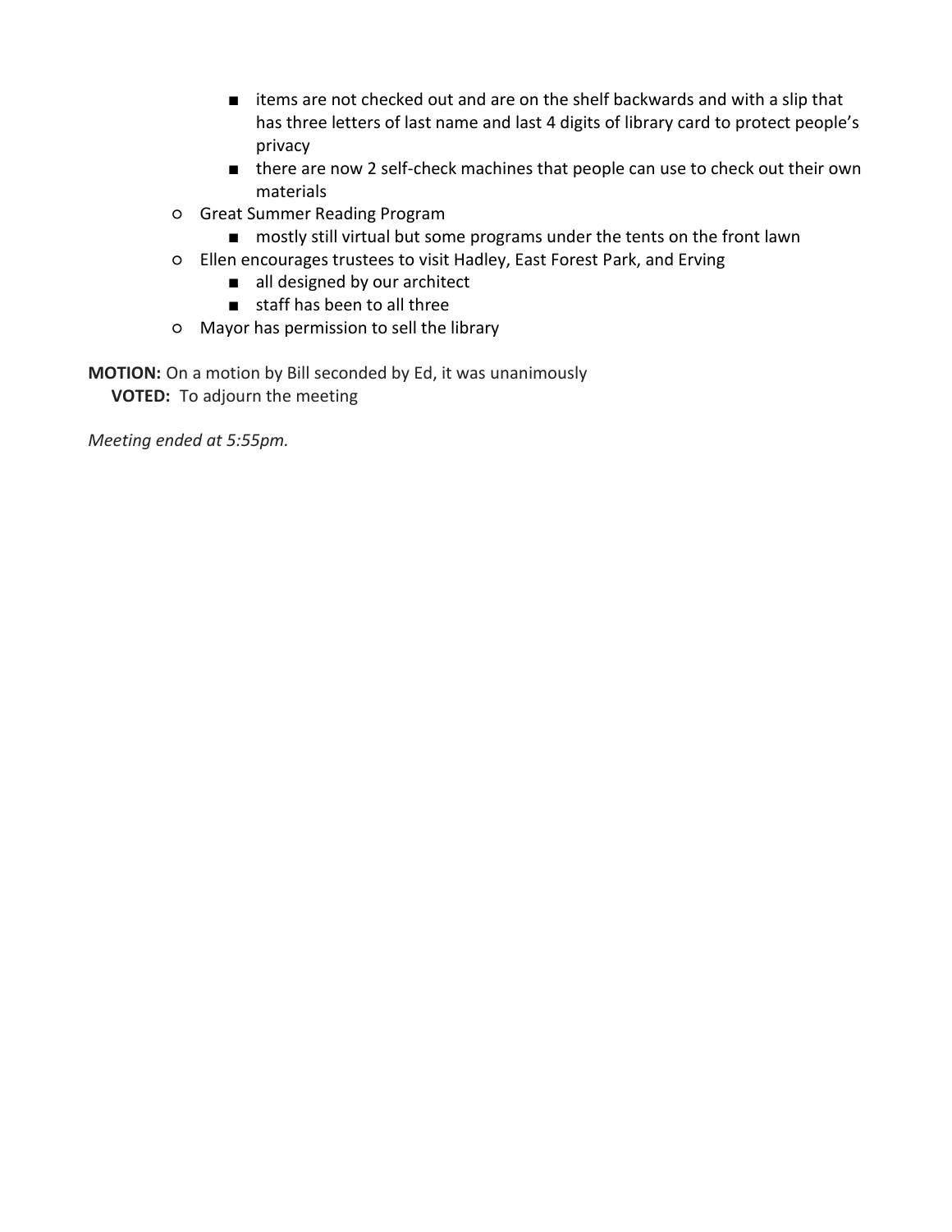- items are not checked out and are on the shelf backwards and with a slip that has three letters of last name and last 4 digits of library card to protect people's privacy
        - there are now 2 self-check machines that people can use to check out their own materials
    - Great Summer Reading Program
        - mostly still virtual but some programs under the tents on the front lawn
    - Ellen encourages trustees to visit Hadley, East Forest Park, and Erving
        - all designed by our architect
        - staff has been to all three
    - Mayor has permission to sell the library

**MOTION:** On a motion by Bill seconded by Ed, it was unanimously
**VOTED:** To adjourn the meeting

*Meeting ended at 5:55pm.*